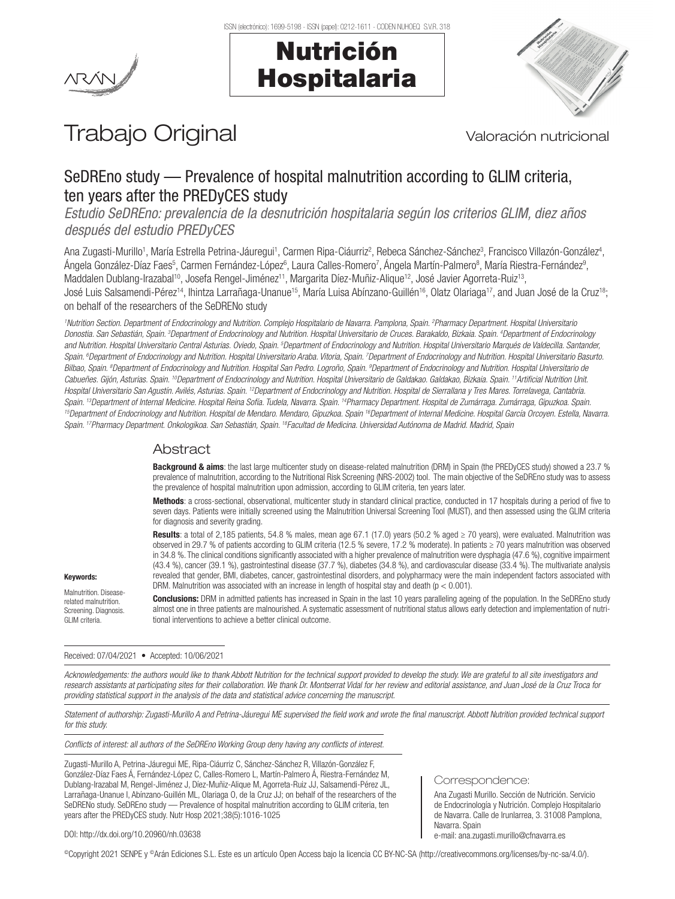ISSN (electrónico): 1699-5198 - ISSN (papel): 0212-1611 - CODEN NUHOEQ S.V.R. 318

# Nutrición Hospitalaria

Trabajo Original

Valoración nutricional

## SeDREno study — Prevalence of hospital malnutrition according to GLIM criteria, ten years after the PREDyCES study

*Estudio SeDREno: prevalencia de la desnutrición hospitalaria según los criterios GLIM, diez años después del estudio PREDyCES*

Ana Zugasti-Murillo[1], María Estrella Petrina-Jáuregui[1], Carmen Ripa-Ciáurriz[2], Rebeca Sánchez-Sánchez[3], Francisco Villazón-González[4], Ángela González-Díaz Faes[5], Carmen Fernández-López[6], Laura Calles-Romero[7], Ángela Martín-Palmero[8], María Riestra-Fernández[9], Maddalen Dublang-Irazabal[10], Josefa Rengel-Jiménez[11], Margarita Díez-Muñiz-Alique[12], José Javier Agorreta-Ruiz[13], José Luis Salsamendi-Pérez[14], Ihintza Larrañaga-Unanue[15], María Luisa Abínzano-Guillén[16], Olatz Olariaga[17], and Juan José de la Cruz[18]; on behalf of the researchers of the SeDREno study

*[1]Nutrition Section. Department of Endocrinology and Nutrition. Complejo Hospitalario de Navarra. Pamplona, Spain. [2]Pharmacy Department. Hospital Universitario Donostia. San Sebastián, Spain. [3]Department of Endocrinology and Nutrition. Hospital Universitario de Cruces. Barakaldo, Bizkaia. Spain. [4]Department of Endocrinology and Nutrition. Hospital Universitario Central Asturias. Oviedo, Spain. [5]Department of Endocrinology and Nutrition. Hospital Universitario Marqués de Valdecilla. Santander, Spain. [6]Department of Endocrinology and Nutrition. Hospital Universitario Araba. Vitoria, Spain. [7]Department of Endocrinology and Nutrition. Hospital Universitario Basurto. Bilbao, Spain. [8]Department of Endocrinology and Nutrition. Hospital San Pedro. Logroño, Spain. [9]Department of Endocrinology and Nutrition. Hospital Universitario de Cabueñes. Gijón, Asturias. Spain. [10]Department of Endocrinology and Nutrition. Hospital Universitario de Galdakao. Galdakao, Bizkaia. Spain. [11]Artificial Nutrition Unit. Hospital Universitario San Agustín. Avilés, Asturias. Spain. [12]Department of Endocrinology and Nutrition. Hospital de Sierrallana y Tres Mares. Torrelavega, Cantabria. Spain. [13]Department of Internal Medicine. Hospital Reina Sofía. Tudela, Navarra. Spain. [14]Pharmacy Department. Hospital de Zumárraga. Zumárraga, Gipuzkoa. Spain. [15]Department of Endocrinology and Nutrition. Hospital de Mendaro. Mendaro, Gipuzkoa. Spain [16]Department of Internal Medicine. Hospital García Orcoyen. Estella, Navarra. Spain. [17]Pharmacy Department. Onkologikoa. San Sebastián, Spain. [18]Facultad de Medicina. Universidad Autónoma de Madrid. Madrid, Spain*

### Abstract

**Background & aims**: the last large multicenter study on disease-related malnutrition (DRM) in Spain (the PREDyCES study) showed a 23.7 % prevalence of malnutrition, according to the Nutritional Risk Screening (NRS-2002) tool. The main objective of the SeDREno study was to assess the prevalence of hospital malnutrition upon admission, according to GLIM criteria, ten years later.

**Methods**: a cross-sectional, observational, multicenter study in standard clinical practice, conducted in 17 hospitals during a period of five to seven days. Patients were initially screened using the Malnutrition Universal Screening Tool (MUST), and then assessed using the GLIM criteria for diagnosis and severity grading.

**Results**: a total of 2,185 patients, 54.8 % males, mean age 67.1 (17.0) years (50.2 % aged ≥ 70 years), were evaluated. Malnutrition was observed in 29.7 % of patients according to GLIM criteria (12.5 % severe, 17.2 % moderate). In patients ≥ 70 years malnutrition was observed in 34.8 %. The clinical conditions significantly associated with a higher prevalence of malnutrition were dysphagia (47.6 %), cognitive impairment (43.4 %), cancer (39.1 %), gastrointestinal disease (37.7 %), diabetes (34.8 %), and cardiovascular disease (33.4 %). The multivariate analysis revealed that gender, BMI, diabetes, cancer, gastrointestinal disorders, and polypharmacy were the main independent factors associated with DRM. Malnutrition was associated with an increase in length of hospital stay and death ($p < 0.001$).

**Conclusions:** DRM in admitted patients has increased in Spain in the last 10 years paralleling ageing of the population. In the SeDREno study almost one in three patients are malnourished. A systematic assessment of nutritional status allows early detection and implementation of nutritional interventions to achieve a better clinical outcome.

**Keywords:**

Malnutrition. Disease-related malnutrition. Screening. Diagnosis. GLIM criteria.

Received: 07/04/2021 • Accepted: 10/06/2021

*Acknowledgements: the authors would like to thank Abbott Nutrition for the technical support provided to develop the study. We are grateful to all site investigators and research assistants at participating sites for their collaboration. We thank Dr. Montserrat Vidal for her review and editorial assistance, and Juan José de la Cruz Troca for providing statistical support in the analysis of the data and statistical advice concerning the manuscript.*

*Statement of authorship: Zugasti-Murillo A and Petrina-Jáuregui ME supervised the field work and wrote the final manuscript. Abbott Nutrition provided technical support for this study.*

*Conflicts of interest: all authors of the SeDREno Working Group deny having any conflicts of interest.*

Zugasti-Murillo A, Petrina-Jáuregui ME, Ripa-Ciáurriz C, Sánchez-Sánchez R, Villazón-González F, González-Díaz Faes Á, Fernández-López C, Calles-Romero L, Martín-Palmero Á, Riestra-Fernández M, Dublang-Irazabal M, Rengel-Jiménez J, Díez-Muñiz-Alique M, Agorreta-Ruiz JJ, Salsamendi-Pérez JL, Larrañaga-Unanue I, Abínzano-Guillén ML, Olariaga O, de la Cruz JJ; on behalf of the researchers of the SeDRENo study. SeDREno study — Prevalence of hospital malnutrition according to GLIM criteria, ten years after the PREDyCES study. Nutr Hosp 2021;38(5):1016-1025

DOI: http://dx.doi.org/10.20960/nh.03638

Correspondence:

Ana Zugasti Murillo. Sección de Nutrición. Servicio de Endocrinología y Nutrición. Complejo Hospitalario de Navarra. Calle de Irunlarrea, 3. 31008 Pamplona, Navarra. Spain
e-mail: ana.zugasti.murillo@cfnavarra.es

©Copyright 2021 SENPE y ©Arán Ediciones S.L. Este es un artículo Open Access bajo la licencia CC BY-NC-SA (http://creativecommons.org/licenses/by-nc-sa/4.0/).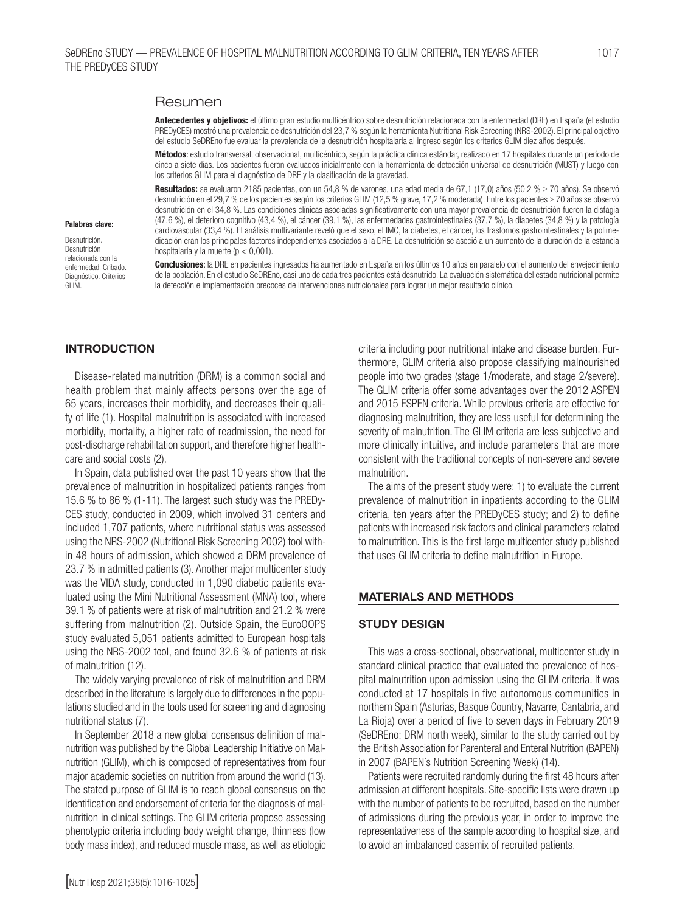## Resumen

**Antecedentes y objetivos:** el último gran estudio multicéntrico sobre desnutrición relacionada con la enfermedad (DRE) en España (el estudio PREDyCES) mostró una prevalencia de desnutrición del 23,7 % según la herramienta Nutritional Risk Screening (NRS-2002). El principal objetivo del estudio SeDREno fue evaluar la prevalencia de la desnutrición hospitalaria al ingreso según los criterios GLIM diez años después.

**Métodos**: estudio transversal, observacional, multicéntrico, según la práctica clínica estándar, realizado en 17 hospitales durante un período de cinco a siete días. Los pacientes fueron evaluados inicialmente con la herramienta de detección universal de desnutrición (MUST) y luego con los criterios GLIM para el diagnóstico de DRE y la clasificación de la gravedad.

**Resultados:** se evaluaron 2185 pacientes, con un 54,8 % de varones, una edad media de 67,1 (17,0) años (50,2 % ≥ 70 años). Se observó desnutrición en el 29,7 % de los pacientes según los criterios GLIM (12,5 % grave, 17,2 % moderada). Entre los pacientes ≥ 70 años se observó desnutrición en el 34,8 %. Las condiciones clínicas asociadas significativamente con una mayor prevalencia de desnutrición fueron la disfagia (47,6 %), el deterioro cognitivo (43,4 %), el cáncer (39,1 %), las enfermedades gastrointestinales (37,7 %), la diabetes (34,8 %) y la patología cardiovascular (33,4 %). El análisis multivariante reveló que el sexo, el IMC, la diabetes, el cáncer, los trastornos gastrointestinales y la polimedicación eran los principales factores independientes asociados a la DRE. La desnutrición se asoció a un aumento de la duración de la estancia hospitalaria y la muerte ($p < 0,001$).

**Conclusiones**: la DRE en pacientes ingresados ha aumentado en España en los últimos 10 años en paralelo con el aumento del envejecimiento de la población. En el estudio SeDREno, casi uno de cada tres pacientes está desnutrido. La evaluación sistemática del estado nutricional permite la detección e implementación precoces de intervenciones nutricionales para lograr un mejor resultado clínico.

**Palabras clave:**

Desnutrición. Desnutrición relacionada con la enfermedad. Cribado. Diagnóstico. Criterios GLIM.

## INTRODUCTION

Disease-related malnutrition (DRM) is a common social and health problem that mainly affects persons over the age of 65 years, increases their morbidity, and decreases their quality of life (1). Hospital malnutrition is associated with increased morbidity, mortality, a higher rate of readmission, the need for post-discharge rehabilitation support, and therefore higher healthcare and social costs (2).

In Spain, data published over the past 10 years show that the prevalence of malnutrition in hospitalized patients ranges from 15.6 % to 86 % (1-11). The largest such study was the PREDyCES study, conducted in 2009, which involved 31 centers and included 1,707 patients, where nutritional status was assessed using the NRS-2002 (Nutritional Risk Screening 2002) tool within 48 hours of admission, which showed a DRM prevalence of 23.7 % in admitted patients (3). Another major multicenter study was the VIDA study, conducted in 1,090 diabetic patients evaluated using the Mini Nutritional Assessment (MNA) tool, where 39.1 % of patients were at risk of malnutrition and 21.2 % were suffering from malnutrition (2). Outside Spain, the EuroOOPS study evaluated 5,051 patients admitted to European hospitals using the NRS-2002 tool, and found 32.6 % of patients at risk of malnutrition (12).

The widely varying prevalence of risk of malnutrition and DRM described in the literature is largely due to differences in the populations studied and in the tools used for screening and diagnosing nutritional status (7).

In September 2018 a new global consensus definition of malnutrition was published by the Global Leadership Initiative on Malnutrition (GLIM), which is composed of representatives from four major academic societies on nutrition from around the world (13). The stated purpose of GLIM is to reach global consensus on the identification and endorsement of criteria for the diagnosis of malnutrition in clinical settings. The GLIM criteria propose assessing phenotypic criteria including body weight change, thinness (low body mass index), and reduced muscle mass, as well as etiologic criteria including poor nutritional intake and disease burden. Furthermore, GLIM criteria also propose classifying malnourished people into two grades (stage 1/moderate, and stage 2/severe). The GLIM criteria offer some advantages over the 2012 ASPEN and 2015 ESPEN criteria. While previous criteria are effective for diagnosing malnutrition, they are less useful for determining the severity of malnutrition. The GLIM criteria are less subjective and more clinically intuitive, and include parameters that are more consistent with the traditional concepts of non-severe and severe malnutrition.

The aims of the present study were: 1) to evaluate the current prevalence of malnutrition in inpatients according to the GLIM criteria, ten years after the PREDyCES study; and 2) to define patients with increased risk factors and clinical parameters related to malnutrition. This is the first large multicenter study published that uses GLIM criteria to define malnutrition in Europe.

## MATERIALS AND METHODS

### STUDY DESIGN

This was a cross-sectional, observational, multicenter study in standard clinical practice that evaluated the prevalence of hospital malnutrition upon admission using the GLIM criteria. It was conducted at 17 hospitals in five autonomous communities in northern Spain (Asturias, Basque Country, Navarre, Cantabria, and La Rioja) over a period of five to seven days in February 2019 (SeDREno: DRM north week), similar to the study carried out by the British Association for Parenteral and Enteral Nutrition (BAPEN) in 2007 (BAPEN´s Nutrition Screening Week) (14).

Patients were recruited randomly during the first 48 hours after admission at different hospitals. Site-specific lists were drawn up with the number of patients to be recruited, based on the number of admissions during the previous year, in order to improve the representativeness of the sample according to hospital size, and to avoid an imbalanced casemix of recruited patients.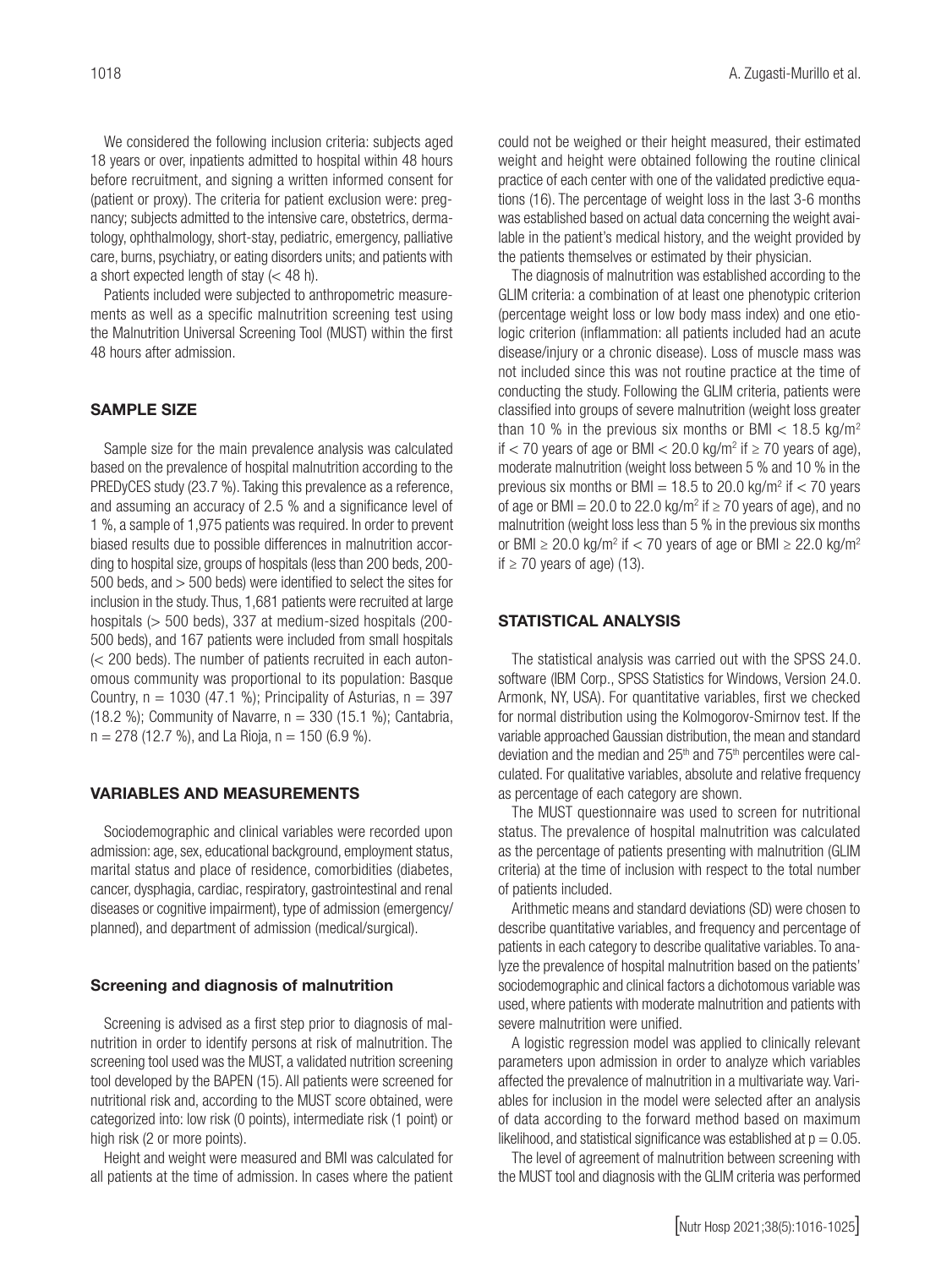We considered the following inclusion criteria: subjects aged 18 years or over, inpatients admitted to hospital within 48 hours before recruitment, and signing a written informed consent for (patient or proxy). The criteria for patient exclusion were: pregnancy; subjects admitted to the intensive care, obstetrics, dermatology, ophthalmology, short-stay, pediatric, emergency, palliative care, burns, psychiatry, or eating disorders units; and patients with a short expected length of stay (< 48 h).

Patients included were subjected to anthropometric measurements as well as a specific malnutrition screening test using the Malnutrition Universal Screening Tool (MUST) within the first 48 hours after admission.

## SAMPLE SIZE

Sample size for the main prevalence analysis was calculated based on the prevalence of hospital malnutrition according to the PREDyCES study (23.7 %). Taking this prevalence as a reference, and assuming an accuracy of 2.5 % and a significance level of 1 %, a sample of 1,975 patients was required. In order to prevent biased results due to possible differences in malnutrition according to hospital size, groups of hospitals (less than 200 beds, 200-500 beds, and > 500 beds) were identified to select the sites for inclusion in the study. Thus, 1,681 patients were recruited at large hospitals (> 500 beds), 337 at medium-sized hospitals (200-500 beds), and 167 patients were included from small hospitals (< 200 beds). The number of patients recruited in each autonomous community was proportional to its population: Basque Country, n = 1030 (47.1 %); Principality of Asturias, n = 397 (18.2 %); Community of Navarre, n = 330 (15.1 %); Cantabria, n = 278 (12.7 %), and La Rioja, n = 150 (6.9 %).

## VARIABLES AND MEASUREMENTS

Sociodemographic and clinical variables were recorded upon admission: age, sex, educational background, employment status, marital status and place of residence, comorbidities (diabetes, cancer, dysphagia, cardiac, respiratory, gastrointestinal and renal diseases or cognitive impairment), type of admission (emergency/planned), and department of admission (medical/surgical).

### Screening and diagnosis of malnutrition

Screening is advised as a first step prior to diagnosis of malnutrition in order to identify persons at risk of malnutrition. The screening tool used was the MUST, a validated nutrition screening tool developed by the BAPEN (15). All patients were screened for nutritional risk and, according to the MUST score obtained, were categorized into: low risk (0 points), intermediate risk (1 point) or high risk (2 or more points).

Height and weight were measured and BMI was calculated for all patients at the time of admission. In cases where the patient could not be weighed or their height measured, their estimated weight and height were obtained following the routine clinical practice of each center with one of the validated predictive equations (16). The percentage of weight loss in the last 3-6 months was established based on actual data concerning the weight available in the patient's medical history, and the weight provided by the patients themselves or estimated by their physician.

The diagnosis of malnutrition was established according to the GLIM criteria: a combination of at least one phenotypic criterion (percentage weight loss or low body mass index) and one etiologic criterion (inflammation: all patients included had an acute disease/injury or a chronic disease). Loss of muscle mass was not included since this was not routine practice at the time of conducting the study. Following the GLIM criteria, patients were classified into groups of severe malnutrition (weight loss greater than 10 % in the previous six months or BMI < 18.5 kg/m$^2$ if < 70 years of age or BMI < 20.0 kg/m$^2$ if ≥ 70 years of age), moderate malnutrition (weight loss between 5 % and 10 % in the previous six months or BMI = 18.5 to 20.0 kg/m$^2$ if < 70 years of age or BMI = 20.0 to 22.0 kg/m$^2$ if ≥ 70 years of age), and no malnutrition (weight loss less than 5 % in the previous six months or BMI ≥ 20.0 kg/m$^2$ if < 70 years of age or BMI ≥ 22.0 kg/m$^2$ if ≥ 70 years of age) (13).

## STATISTICAL ANALYSIS

The statistical analysis was carried out with the SPSS 24.0. software (IBM Corp., SPSS Statistics for Windows, Version 24.0. Armonk, NY, USA). For quantitative variables, first we checked for normal distribution using the Kolmogorov-Smirnov test. If the variable approached Gaussian distribution, the mean and standard deviation and the median and 25$^{th}$ and 75$^{th}$ percentiles were calculated. For qualitative variables, absolute and relative frequency as percentage of each category are shown.

The MUST questionnaire was used to screen for nutritional status. The prevalence of hospital malnutrition was calculated as the percentage of patients presenting with malnutrition (GLIM criteria) at the time of inclusion with respect to the total number of patients included.

Arithmetic means and standard deviations (SD) were chosen to describe quantitative variables, and frequency and percentage of patients in each category to describe qualitative variables. To analyze the prevalence of hospital malnutrition based on the patients' sociodemographic and clinical factors a dichotomous variable was used, where patients with moderate malnutrition and patients with severe malnutrition were unified.

A logistic regression model was applied to clinically relevant parameters upon admission in order to analyze which variables affected the prevalence of malnutrition in a multivariate way. Variables for inclusion in the model were selected after an analysis of data according to the forward method based on maximum likelihood, and statistical significance was established at $p = 0.05$.

The level of agreement of malnutrition between screening with the MUST tool and diagnosis with the GLIM criteria was performed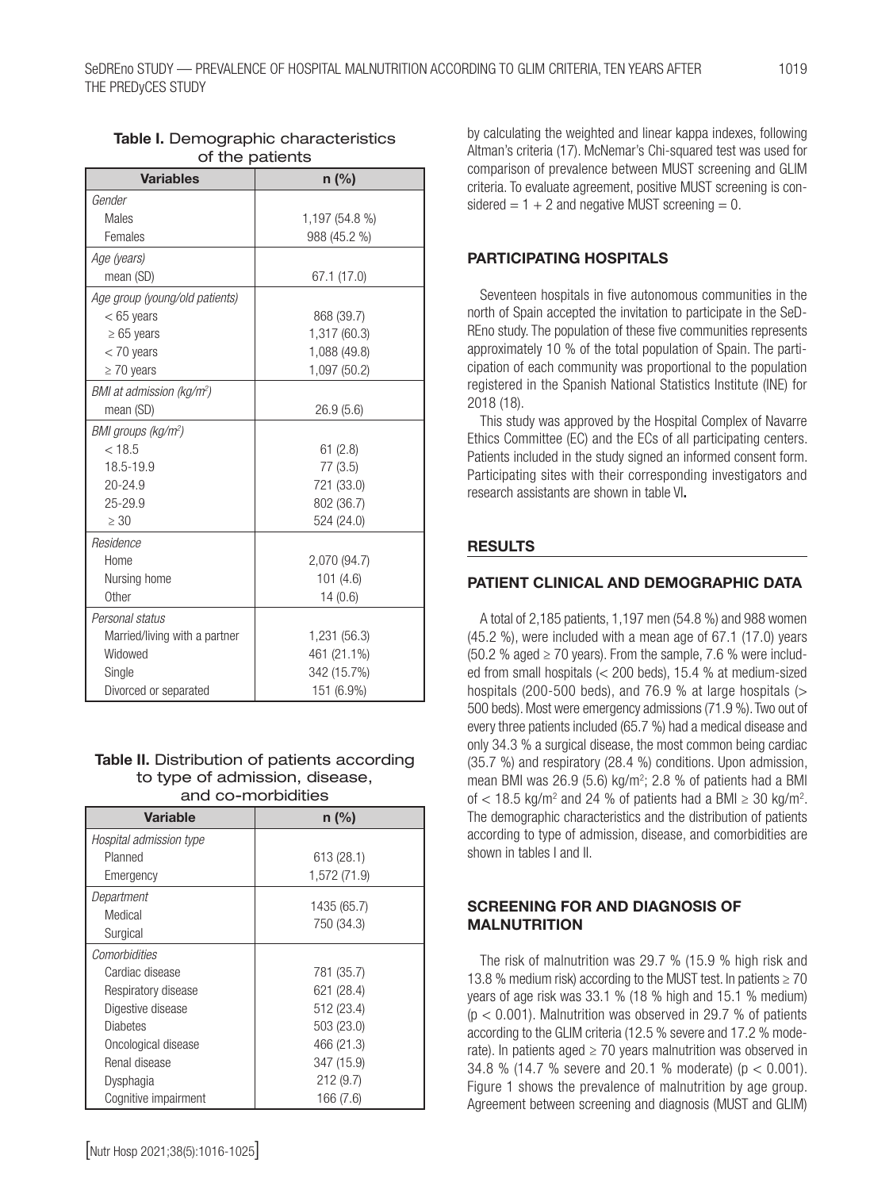**Table I.** Demographic characteristics of the patients

| Variables | n (%) |
|---|---|
| *Gender* | |
| Males | 1,197 (54.8 %) |
| Females | 988 (45.2 %) |
| *Age (years)* | |
| mean (SD) | 67.1 (17.0) |
| *Age group (young/old patients)* | |
| < 65 years | 868 (39.7) |
| ≥ 65 years | 1,317 (60.3) |
| < 70 years | 1,088 (49.8) |
| ≥ 70 years | 1,097 (50.2) |
| *BMI at admission (kg/m²)* | |
| mean (SD) | 26.9 (5.6) |
| *BMI groups (kg/m²)* | |
| < 18.5 | 61 (2.8) |
| 18.5-19.9 | 77 (3.5) |
| 20-24.9 | 721 (33.0) |
| 25-29.9 | 802 (36.7) |
| ≥ 30 | 524 (24.0) |
| *Residence* | |
| Home | 2,070 (94.7) |
| Nursing home | 101 (4.6) |
| Other | 14 (0.6) |
| *Personal status* | |
| Married/living with a partner | 1,231 (56.3) |
| Widowed | 461 (21.1%) |
| Single | 342 (15.7%) |
| Divorced or separated | 151 (6.9%) |

**Table II.** Distribution of patients according to type of admission, disease, and co-morbidities

| Variable | n (%) |
|---|---|
| *Hospital admission type* | |
| Planned | 613 (28.1) |
| Emergency | 1,572 (71.9) |
| *Department* | |
| Medical | 1435 (65.7) |
| Surgical | 750 (34.3) |
| *Comorbidities* | |
| Cardiac disease | 781 (35.7) |
| Respiratory disease | 621 (28.4) |
| Digestive disease | 512 (23.4) |
| Diabetes | 503 (23.0) |
| Oncological disease | 466 (21.3) |
| Renal disease | 347 (15.9) |
| Dysphagia | 212 (9.7) |
| Cognitive impairment | 166 (7.6) |

by calculating the weighted and linear kappa indexes, following Altman's criteria (17). McNemar's Chi-squared test was used for comparison of prevalence between MUST screening and GLIM criteria. To evaluate agreement, positive MUST screening is considered = 1 + 2 and negative MUST screening = 0.

## PARTICIPATING HOSPITALS

Seventeen hospitals in five autonomous communities in the north of Spain accepted the invitation to participate in the SeDREno study. The population of these five communities represents approximately 10 % of the total population of Spain. The participation of each community was proportional to the population registered in the Spanish National Statistics Institute (INE) for 2018 (18).

This study was approved by the Hospital Complex of Navarre Ethics Committee (EC) and the ECs of all participating centers. Patients included in the study signed an informed consent form. Participating sites with their corresponding investigators and research assistants are shown in table VI**.**

# RESULTS

## PATIENT CLINICAL AND DEMOGRAPHIC DATA

A total of 2,185 patients, 1,197 men (54.8 %) and 988 women (45.2 %), were included with a mean age of 67.1 (17.0) years (50.2 % aged ≥ 70 years). From the sample, 7.6 % were included from small hospitals (< 200 beds), 15.4 % at medium-sized hospitals (200-500 beds), and 76.9 % at large hospitals (> 500 beds). Most were emergency admissions (71.9 %). Two out of every three patients included (65.7 %) had a medical disease and only 34.3 % a surgical disease, the most common being cardiac (35.7 %) and respiratory (28.4 %) conditions. Upon admission, mean BMI was 26.9 (5.6) kg/m²; 2.8 % of patients had a BMI of < 18.5 kg/m² and 24 % of patients had a BMI ≥ 30 kg/m². The demographic characteristics and the distribution of patients according to type of admission, disease, and comorbidities are shown in tables I and II.

## SCREENING FOR AND DIAGNOSIS OF MALNUTRITION

The risk of malnutrition was 29.7 % (15.9 % high risk and 13.8 % medium risk) according to the MUST test. In patients ≥ 70 years of age risk was 33.1 % (18 % high and 15.1 % medium) ($p < 0.001$). Malnutrition was observed in 29.7 % of patients according to the GLIM criteria (12.5 % severe and 17.2 % moderate). In patients aged ≥ 70 years malnutrition was observed in 34.8 % (14.7 % severe and 20.1 % moderate) ($p < 0.001$). Figure 1 shows the prevalence of malnutrition by age group. Agreement between screening and diagnosis (MUST and GLIM)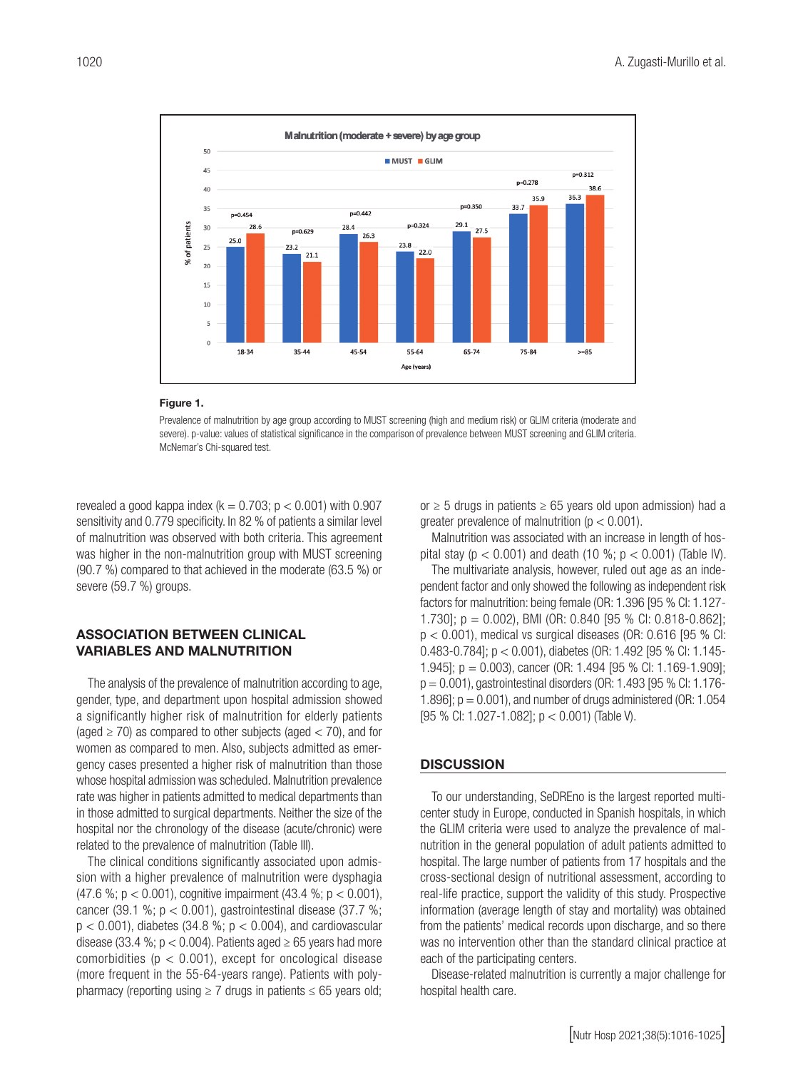**Figure 1.**

Prevalence of malnutrition by age group according to MUST screening (high and medium risk) or GLIM criteria (moderate and severe). p-value: values of statistical significance in the comparison of prevalence between MUST screening and GLIM criteria. McNemar's Chi-squared test.

revealed a good kappa index (k = 0.703; p < 0.001) with 0.907 sensitivity and 0.779 specificity. In 82 % of patients a similar level of malnutrition was observed with both criteria. This agreement was higher in the non-malnutrition group with MUST screening (90.7 %) compared to that achieved in the moderate (63.5 %) or severe (59.7 %) groups.

## ASSOCIATION BETWEEN CLINICAL VARIABLES AND MALNUTRITION

The analysis of the prevalence of malnutrition according to age, gender, type, and department upon hospital admission showed a significantly higher risk of malnutrition for elderly patients (aged ≥ 70) as compared to other subjects (aged < 70), and for women as compared to men. Also, subjects admitted as emergency cases presented a higher risk of malnutrition than those whose hospital admission was scheduled. Malnutrition prevalence rate was higher in patients admitted to medical departments than in those admitted to surgical departments. Neither the size of the hospital nor the chronology of the disease (acute/chronic) were related to the prevalence of malnutrition (Table III).

The clinical conditions significantly associated upon admission with a higher prevalence of malnutrition were dysphagia (47.6 %; p < 0.001), cognitive impairment (43.4 %; p < 0.001), cancer (39.1 %; p < 0.001), gastrointestinal disease (37.7 %; p < 0.001), diabetes (34.8 %; p < 0.004), and cardiovascular disease (33.4 %; p < 0.004). Patients aged ≥ 65 years had more comorbidities (p < 0.001), except for oncological disease (more frequent in the 55-64-years range). Patients with polypharmacy (reporting using ≥ 7 drugs in patients ≤ 65 years old; or ≥ 5 drugs in patients ≥ 65 years old upon admission) had a greater prevalence of malnutrition (p < 0.001).

Malnutrition was associated with an increase in length of hospital stay (p < 0.001) and death (10 %; p < 0.001) (Table IV).

The multivariate analysis, however, ruled out age as an independent factor and only showed the following as independent risk factors for malnutrition: being female (OR: 1.396 [95 % CI: 1.127-1.730]; p = 0.002), BMI (OR: 0.840 [95 % CI: 0.818-0.862]; p < 0.001), medical vs surgical diseases (OR: 0.616 [95 % CI: 0.483-0.784]; p < 0.001), diabetes (OR: 1.492 [95 % CI: 1.145-1.945]; p = 0.003), cancer (OR: 1.494 [95 % CI: 1.169-1.909]; p = 0.001), gastrointestinal disorders (OR: 1.493 [95 % CI: 1.176-1.896]; p = 0.001), and number of drugs administered (OR: 1.054 [95 % CI: 1.027-1.082]; p < 0.001) (Table V).

## DISCUSSION

To our understanding, SeDREno is the largest reported multicenter study in Europe, conducted in Spanish hospitals, in which the GLIM criteria were used to analyze the prevalence of malnutrition in the general population of adult patients admitted to hospital. The large number of patients from 17 hospitals and the cross-sectional design of nutritional assessment, according to real-life practice, support the validity of this study. Prospective information (average length of stay and mortality) was obtained from the patients' medical records upon discharge, and so there was no intervention other than the standard clinical practice at each of the participating centers.

Disease-related malnutrition is currently a major challenge for hospital health care.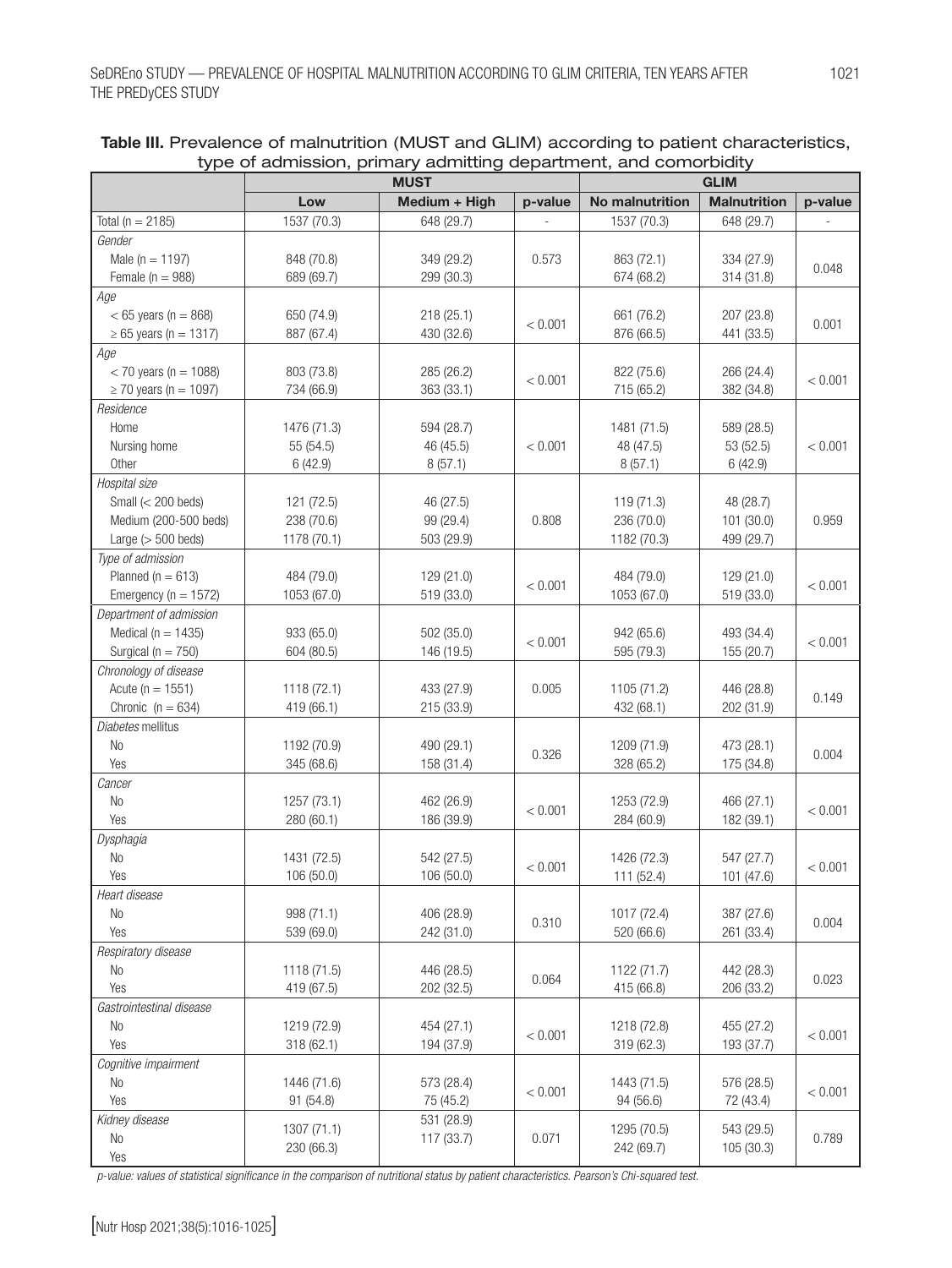**Table III.** Prevalence of malnutrition (MUST and GLIM) according to patient characteristics, type of admission, primary admitting department, and comorbidity

| | MUST | | | GLIM | | |
|---|---|---|---|---|---|---|
| | Low | Medium + High | p-value | No malnutrition | Malnutrition | p-value |
| Total (n = 2185) | 1537 (70.3) | 648 (29.7) | - | 1537 (70.3) | 648 (29.7) | - |
| *Gender* | | | | | | |
| Male (n = 1197) | 848 (70.8) | 349 (29.2) | 0.573 | 863 (72.1) | 334 (27.9) | 0.048 |
| Female (n = 988) | 689 (69.7) | 299 (30.3) | | 674 (68.2) | 314 (31.8) | |
| *Age* | | | | | | |
| < 65 years (n = 868) | 650 (74.9) | 218 (25.1) | < 0.001 | 661 (76.2) | 207 (23.8) | 0.001 |
| ≥ 65 years (n = 1317) | 887 (67.4) | 430 (32.6) | | 876 (66.5) | 441 (33.5) | |
| *Age* | | | | | | |
| < 70 years (n = 1088) | 803 (73.8) | 285 (26.2) | < 0.001 | 822 (75.6) | 266 (24.4) | < 0.001 |
| ≥ 70 years (n = 1097) | 734 (66.9) | 363 (33.1) | | 715 (65.2) | 382 (34.8) | |
| *Residence* | | | | | | |
| Home | 1476 (71.3) | 594 (28.7) | < 0.001 | 1481 (71.5) | 589 (28.5) | < 0.001 |
| Nursing home | 55 (54.5) | 46 (45.5) | | 48 (47.5) | 53 (52.5) | |
| Other | 6 (42.9) | 8 (57.1) | | 8 (57.1) | 6 (42.9) | |
| *Hospital size* | | | | | | |
| Small (< 200 beds) | 121 (72.5) | 46 (27.5) | 0.808 | 119 (71.3) | 48 (28.7) | 0.959 |
| Medium (200-500 beds) | 238 (70.6) | 99 (29.4) | | 236 (70.0) | 101 (30.0) | |
| Large (> 500 beds) | 1178 (70.1) | 503 (29.9) | | 1182 (70.3) | 499 (29.7) | |
| *Type of admission* | | | | | | |
| Planned (n = 613) | 484 (79.0) | 129 (21.0) | < 0.001 | 484 (79.0) | 129 (21.0) | < 0.001 |
| Emergency (n = 1572) | 1053 (67.0) | 519 (33.0) | | 1053 (67.0) | 519 (33.0) | |
| *Department of admission* | | | | | | |
| Medical (n = 1435) | 933 (65.0) | 502 (35.0) | < 0.001 | 942 (65.6) | 493 (34.4) | < 0.001 |
| Surgical (n = 750) | 604 (80.5) | 146 (19.5) | | 595 (79.3) | 155 (20.7) | |
| *Chronology of disease* | | | | | | |
| Acute (n = 1551) | 1118 (72.1) | 433 (27.9) | 0.005 | 1105 (71.2) | 446 (28.8) | 0.149 |
| Chronic (n = 634) | 419 (66.1) | 215 (33.9) | | 432 (68.1) | 202 (31.9) | |
| *Diabetes mellitus* | | | | | | |
| No | 1192 (70.9) | 490 (29.1) | 0.326 | 1209 (71.9) | 473 (28.1) | 0.004 |
| Yes | 345 (68.6) | 158 (31.4) | | 328 (65.2) | 175 (34.8) | |
| *Cancer* | | | | | | |
| No | 1257 (73.1) | 462 (26.9) | < 0.001 | 1253 (72.9) | 466 (27.1) | < 0.001 |
| Yes | 280 (60.1) | 186 (39.9) | | 284 (60.9) | 182 (39.1) | |
| *Dysphagia* | | | | | | |
| No | 1431 (72.5) | 542 (27.5) | < 0.001 | 1426 (72.3) | 547 (27.7) | < 0.001 |
| Yes | 106 (50.0) | 106 (50.0) | | 111 (52.4) | 101 (47.6) | |
| *Heart disease* | | | | | | |
| No | 998 (71.1) | 406 (28.9) | 0.310 | 1017 (72.4) | 387 (27.6) | 0.004 |
| Yes | 539 (69.0) | 242 (31.0) | | 520 (66.6) | 261 (33.4) | |
| *Respiratory disease* | | | | | | |
| No | 1118 (71.5) | 446 (28.5) | 0.064 | 1122 (71.7) | 442 (28.3) | 0.023 |
| Yes | 419 (67.5) | 202 (32.5) | | 415 (66.8) | 206 (33.2) | |
| *Gastrointestinal disease* | | | | | | |
| No | 1219 (72.9) | 454 (27.1) | < 0.001 | 1218 (72.8) | 455 (27.2) | < 0.001 |
| Yes | 318 (62.1) | 194 (37.9) | | 319 (62.3) | 193 (37.7) | |
| *Cognitive impairment* | | | | | | |
| No | 1446 (71.6) | 573 (28.4) | < 0.001 | 1443 (71.5) | 576 (28.5) | < 0.001 |
| Yes | 91 (54.8) | 75 (45.2) | | 94 (56.6) | 72 (43.4) | |
| *Kidney disease* | | | | | | |
| No | 1307 (71.1) | 531 (28.9) | 0.071 | 1295 (70.5) | 543 (29.5) | 0.789 |
| Yes | 230 (66.3) | 117 (33.7) | | 242 (69.7) | 105 (30.3) | |

*p-value: values of statistical significance in the comparison of nutritional status by patient characteristics. Pearson's Chi-squared test.*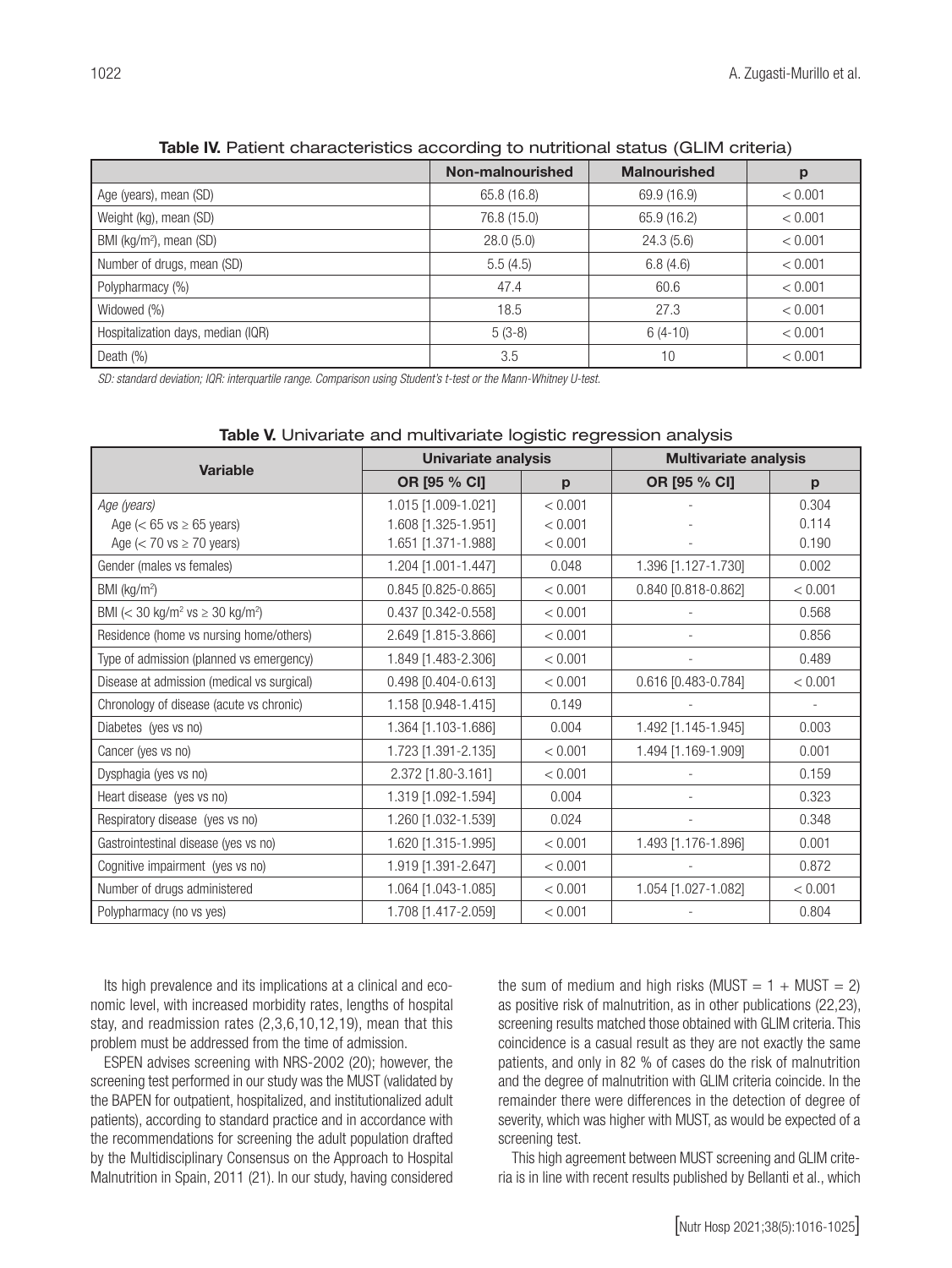**Table IV.** Patient characteristics according to nutritional status (GLIM criteria)

| | Non-malnourished | Malnourished | p |
|---|---|---|---|
| Age (years), mean (SD) | 65.8 (16.8) | 69.9 (16.9) | < 0.001 |
| Weight (kg), mean (SD) | 76.8 (15.0) | 65.9 (16.2) | < 0.001 |
| BMI (kg/m$^2$), mean (SD) | 28.0 (5.0) | 24.3 (5.6) | < 0.001 |
| Number of drugs, mean (SD) | 5.5 (4.5) | 6.8 (4.6) | < 0.001 |
| Polypharmacy (%) | 47.4 | 60.6 | < 0.001 |
| Widowed (%) | 18.5 | 27.3 | < 0.001 |
| Hospitalization days, median (IQR) | 5 (3-8) | 6 (4-10) | < 0.001 |
| Death (%) | 3.5 | 10 | < 0.001 |

*SD: standard deviation; IQR: interquartile range. Comparison using Student's t-test or the Mann-Whitney U-test.*

**Table V.** Univariate and multivariate logistic regression analysis

| Variable | Univariate analysis | | Multivariate analysis | |
|---|---|---|---|---|
| | OR [95 % CI] | p | OR [95 % CI] | p |
| *Age (years)* | 1.015 [1.009-1.021] | < 0.001 | - | 0.304 |
| Age (< 65 vs ≥ 65 years) | 1.608 [1.325-1.951] | < 0.001 | - | 0.114 |
| Age (< 70 vs ≥ 70 years) | 1.651 [1.371-1.988] | < 0.001 | - | 0.190 |
| Gender (males vs females) | 1.204 [1.001-1.447] | 0.048 | 1.396 [1.127-1.730] | 0.002 |
| BMI (kg/m$^2$) | 0.845 [0.825-0.865] | < 0.001 | 0.840 [0.818-0.862] | < 0.001 |
| BMI (< 30 kg/m$^2$ vs ≥ 30 kg/m$^2$) | 0.437 [0.342-0.558] | < 0.001 | - | 0.568 |
| Residence (home vs nursing home/others) | 2.649 [1.815-3.866] | < 0.001 | - | 0.856 |
| Type of admission (planned vs emergency) | 1.849 [1.483-2.306] | < 0.001 | - | 0.489 |
| Disease at admission (medical vs surgical) | 0.498 [0.404-0.613] | < 0.001 | 0.616 [0.483-0.784] | < 0.001 |
| Chronology of disease (acute vs chronic) | 1.158 [0.948-1.415] | 0.149 | - | - |
| Diabetes (yes vs no) | 1.364 [1.103-1.686] | 0.004 | 1.492 [1.145-1.945] | 0.003 |
| Cancer (yes vs no) | 1.723 [1.391-2.135] | < 0.001 | 1.494 [1.169-1.909] | 0.001 |
| Dysphagia (yes vs no) | 2.372 [1.80-3.161] | < 0.001 | - | 0.159 |
| Heart disease (yes vs no) | 1.319 [1.092-1.594] | 0.004 | - | 0.323 |
| Respiratory disease (yes vs no) | 1.260 [1.032-1.539] | 0.024 | - | 0.348 |
| Gastrointestinal disease (yes vs no) | 1.620 [1.315-1.995] | < 0.001 | 1.493 [1.176-1.896] | 0.001 |
| Cognitive impairment (yes vs no) | 1.919 [1.391-2.647] | < 0.001 | - | 0.872 |
| Number of drugs administered | 1.064 [1.043-1.085] | < 0.001 | 1.054 [1.027-1.082] | < 0.001 |
| Polypharmacy (no vs yes) | 1.708 [1.417-2.059] | < 0.001 | - | 0.804 |

Its high prevalence and its implications at a clinical and economic level, with increased morbidity rates, lengths of hospital stay, and readmission rates (2,3,6,10,12,19), mean that this problem must be addressed from the time of admission.

ESPEN advises screening with NRS-2002 (20); however, the screening test performed in our study was the MUST (validated by the BAPEN for outpatient, hospitalized, and institutionalized adult patients), according to standard practice and in accordance with the recommendations for screening the adult population drafted by the Multidisciplinary Consensus on the Approach to Hospital Malnutrition in Spain, 2011 (21). In our study, having considered the sum of medium and high risks (MUST = 1 + MUST = 2) as positive risk of malnutrition, as in other publications (22,23), screening results matched those obtained with GLIM criteria. This coincidence is a casual result as they are not exactly the same patients, and only in 82 % of cases do the risk of malnutrition and the degree of malnutrition with GLIM criteria coincide. In the remainder there were differences in the detection of degree of severity, which was higher with MUST, as would be expected of a screening test.

This high agreement between MUST screening and GLIM criteria is in line with recent results published by Bellanti et al., which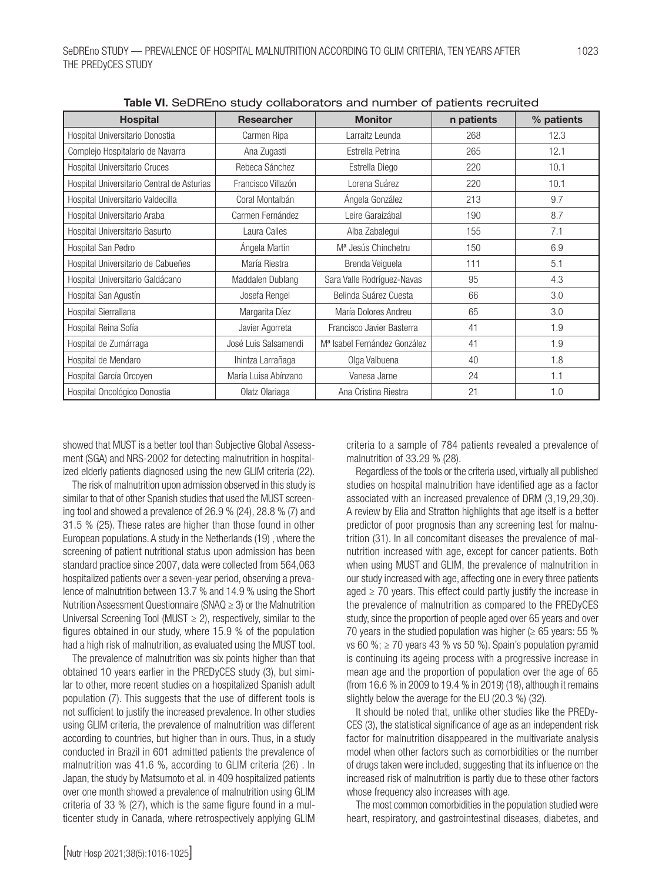**Table VI.** SeDREno study collaborators and number of patients recruited

| Hospital | Researcher | Monitor | n patients | % patients |
|---|---|---|---|---|
| Hospital Universitario Donostia | Carmen Ripa | Larraitz Leunda | 268 | 12.3 |
| Complejo Hospitalario de Navarra | Ana Zugasti | Estrella Petrina | 265 | 12.1 |
| Hospital Universitario Cruces | Rebeca Sánchez | Estrella Diego | 220 | 10.1 |
| Hospital Universitario Central de Asturias | Francisco Villazón | Lorena Suárez | 220 | 10.1 |
| Hospital Universitario Valdecilla | Coral Montalbán | Ángela González | 213 | 9.7 |
| Hospital Universitario Araba | Carmen Fernández | Leire Garaizábal | 190 | 8.7 |
| Hospital Universitario Basurto | Laura Calles | Alba Zabalegui | 155 | 7.1 |
| Hospital San Pedro | Ángela Martín | Mª Jesús Chinchetru | 150 | 6.9 |
| Hospital Universitario de Cabueñes | María Riestra | Brenda Veiguela | 111 | 5.1 |
| Hospital Universitario Galdácano | Maddalen Dublang | Sara Valle Rodríguez-Navas | 95 | 4.3 |
| Hospital San Agustín | Josefa Rengel | Belinda Suárez Cuesta | 66 | 3.0 |
| Hospital Sierrallana | Margarita Díez | María Dolores Andreu | 65 | 3.0 |
| Hospital Reina Sofía | Javier Agorreta | Francisco Javier Basterra | 41 | 1.9 |
| Hospital de Zumárraga | José Luis Salsamendi | Mª Isabel Fernández González | 41 | 1.9 |
| Hospital de Mendaro | Ihintza Larrañaga | Olga Valbuena | 40 | 1.8 |
| Hospital García Orcoyen | María Luisa Abínzano | Vanesa Jarne | 24 | 1.1 |
| Hospital Oncológico Donostia | Olatz Olariaga | Ana Cristina Riestra | 21 | 1.0 |

showed that MUST is a better tool than Subjective Global Assessment (SGA) and NRS-2002 for detecting malnutrition in hospitalized elderly patients diagnosed using the new GLIM criteria (22).

The risk of malnutrition upon admission observed in this study is similar to that of other Spanish studies that used the MUST screening tool and showed a prevalence of 26.9 % (24), 28.8 % (7) and 31.5 % (25). These rates are higher than those found in other European populations. A study in the Netherlands (19) , where the screening of patient nutritional status upon admission has been standard practice since 2007, data were collected from 564,063 hospitalized patients over a seven-year period, observing a prevalence of malnutrition between 13.7 % and 14.9 % using the Short Nutrition Assessment Questionnaire (SNAQ ≥ 3) or the Malnutrition Universal Screening Tool (MUST ≥ 2), respectively, similar to the figures obtained in our study, where 15.9 % of the population had a high risk of malnutrition, as evaluated using the MUST tool.

The prevalence of malnutrition was six points higher than that obtained 10 years earlier in the PREDyCES study (3), but similar to other, more recent studies on a hospitalized Spanish adult population (7). This suggests that the use of different tools is not sufficient to justify the increased prevalence. In other studies using GLIM criteria, the prevalence of malnutrition was different according to countries, but higher than in ours. Thus, in a study conducted in Brazil in 601 admitted patients the prevalence of malnutrition was 41.6 %, according to GLIM criteria (26) . In Japan, the study by Matsumoto et al. in 409 hospitalized patients over one month showed a prevalence of malnutrition using GLIM criteria of 33 % (27), which is the same figure found in a multicenter study in Canada, where retrospectively applying GLIM criteria to a sample of 784 patients revealed a prevalence of malnutrition of 33.29 % (28).

Regardless of the tools or the criteria used, virtually all published studies on hospital malnutrition have identified age as a factor associated with an increased prevalence of DRM (3,19,29,30). A review by Elia and Stratton highlights that age itself is a better predictor of poor prognosis than any screening test for malnutrition (31). In all concomitant diseases the prevalence of malnutrition increased with age, except for cancer patients. Both when using MUST and GLIM, the prevalence of malnutrition in our study increased with age, affecting one in every three patients aged ≥ 70 years. This effect could partly justify the increase in the prevalence of malnutrition as compared to the PREDyCES study, since the proportion of people aged over 65 years and over 70 years in the studied population was higher (≥ 65 years: 55 % vs 60 %; ≥ 70 years 43 % vs 50 %). Spain's population pyramid is continuing its ageing process with a progressive increase in mean age and the proportion of population over the age of 65 (from 16.6 % in 2009 to 19.4 % in 2019) (18), although it remains slightly below the average for the EU (20.3 %) (32).

It should be noted that, unlike other studies like the PREDyCES (3), the statistical significance of age as an independent risk factor for malnutrition disappeared in the multivariate analysis model when other factors such as comorbidities or the number of drugs taken were included, suggesting that its influence on the increased risk of malnutrition is partly due to these other factors whose frequency also increases with age.

The most common comorbidities in the population studied were heart, respiratory, and gastrointestinal diseases, diabetes, and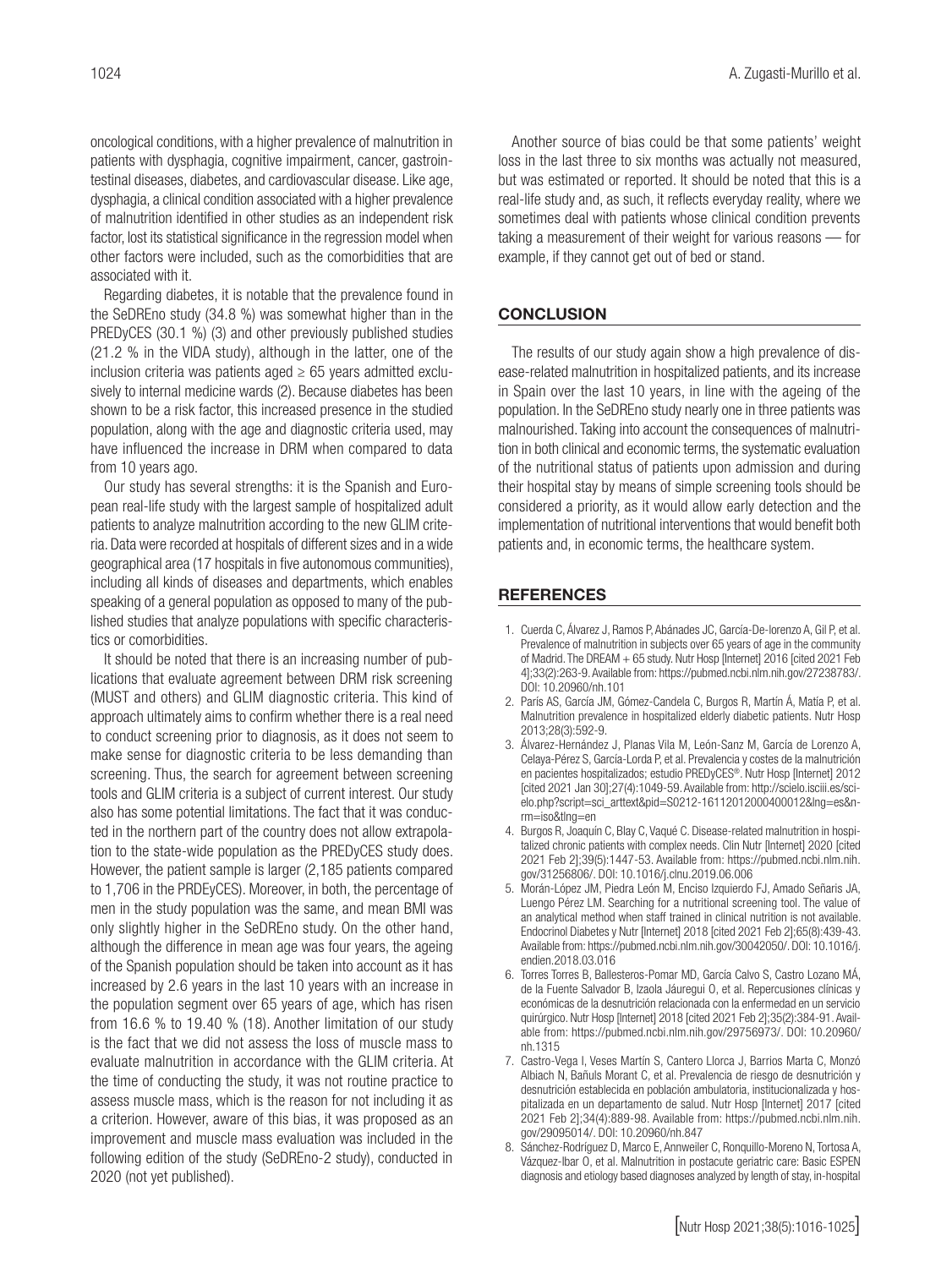oncological conditions, with a higher prevalence of malnutrition in patients with dysphagia, cognitive impairment, cancer, gastrointestinal diseases, diabetes, and cardiovascular disease. Like age, dysphagia, a clinical condition associated with a higher prevalence of malnutrition identified in other studies as an independent risk factor, lost its statistical significance in the regression model when other factors were included, such as the comorbidities that are associated with it.

Regarding diabetes, it is notable that the prevalence found in the SeDREno study (34.8 %) was somewhat higher than in the PREDyCES (30.1 %) (3) and other previously published studies (21.2 % in the VIDA study), although in the latter, one of the inclusion criteria was patients aged ≥ 65 years admitted exclusively to internal medicine wards (2). Because diabetes has been shown to be a risk factor, this increased presence in the studied population, along with the age and diagnostic criteria used, may have influenced the increase in DRM when compared to data from 10 years ago.

Our study has several strengths: it is the Spanish and European real-life study with the largest sample of hospitalized adult patients to analyze malnutrition according to the new GLIM criteria. Data were recorded at hospitals of different sizes and in a wide geographical area (17 hospitals in five autonomous communities), including all kinds of diseases and departments, which enables speaking of a general population as opposed to many of the published studies that analyze populations with specific characteristics or comorbidities.

It should be noted that there is an increasing number of publications that evaluate agreement between DRM risk screening (MUST and others) and GLIM diagnostic criteria. This kind of approach ultimately aims to confirm whether there is a real need to conduct screening prior to diagnosis, as it does not seem to make sense for diagnostic criteria to be less demanding than screening. Thus, the search for agreement between screening tools and GLIM criteria is a subject of current interest. Our study also has some potential limitations. The fact that it was conducted in the northern part of the country does not allow extrapolation to the state-wide population as the PREDyCES study does. However, the patient sample is larger (2,185 patients compared to 1,706 in the PRDEyCES). Moreover, in both, the percentage of men in the study population was the same, and mean BMI was only slightly higher in the SeDREno study. On the other hand, although the difference in mean age was four years, the ageing of the Spanish population should be taken into account as it has increased by 2.6 years in the last 10 years with an increase in the population segment over 65 years of age, which has risen from 16.6 % to 19.40 % (18). Another limitation of our study is the fact that we did not assess the loss of muscle mass to evaluate malnutrition in accordance with the GLIM criteria. At the time of conducting the study, it was not routine practice to assess muscle mass, which is the reason for not including it as a criterion. However, aware of this bias, it was proposed as an improvement and muscle mass evaluation was included in the following edition of the study (SeDREno-2 study), conducted in 2020 (not yet published).

Another source of bias could be that some patients' weight loss in the last three to six months was actually not measured, but was estimated or reported. It should be noted that this is a real-life study and, as such, it reflects everyday reality, where we sometimes deal with patients whose clinical condition prevents taking a measurement of their weight for various reasons — for example, if they cannot get out of bed or stand.

## CONCLUSION

The results of our study again show a high prevalence of disease-related malnutrition in hospitalized patients, and its increase in Spain over the last 10 years, in line with the ageing of the population. In the SeDREno study nearly one in three patients was malnourished. Taking into account the consequences of malnutrition in both clinical and economic terms, the systematic evaluation of the nutritional status of patients upon admission and during their hospital stay by means of simple screening tools should be considered a priority, as it would allow early detection and the implementation of nutritional interventions that would benefit both patients and, in economic terms, the healthcare system.

## REFERENCES

1. Cuerda C, Álvarez J, Ramos P, Abánades JC, García-De-lorenzo A, Gil P, et al. Prevalence of malnutrition in subjects over 65 years of age in the community of Madrid. The DREAM + 65 study. Nutr Hosp [Internet] 2016 [cited 2021 Feb 4];33(2):263-9. Available from: https://pubmed.ncbi.nlm.nih.gov/27238783/. DOI: 10.20960/nh.101
2. París AS, García JM, Gómez-Candela C, Burgos R, Martín Á, Matía P, et al. Malnutrition prevalence in hospitalized elderly diabetic patients. Nutr Hosp 2013;28(3):592-9.
3. Álvarez-Hernández J, Planas Vila M, León-Sanz M, García de Lorenzo A, Celaya-Pérez S, García-Lorda P, et al. Prevalencia y costes de la malnutrición en pacientes hospitalizados; estudio PREDyCES®. Nutr Hosp [Internet] 2012 [cited 2021 Jan 30];27(4):1049-59. Available from: http://scielo.isciii.es/scielo.php?script=sci_arttext&pid=S0212-16112012000400012&lng=es&nrm=iso&tlng=en
4. Burgos R, Joaquín C, Blay C, Vaqué C. Disease-related malnutrition in hospitalized chronic patients with complex needs. Clin Nutr [Internet] 2020 [cited 2021 Feb 2];39(5):1447-53. Available from: https://pubmed.ncbi.nlm.nih.gov/31256806/. DOI: 10.1016/j.clnu.2019.06.006
5. Morán-López JM, Piedra León M, Enciso Izquierdo FJ, Amado Señaris JA, Luengo Pérez LM. Searching for a nutritional screening tool. The value of an analytical method when staff trained in clinical nutrition is not available. Endocrinol Diabetes y Nutr [Internet] 2018 [cited 2021 Feb 2];65(8):439-43. Available from: https://pubmed.ncbi.nlm.nih.gov/30042050/. DOI: 10.1016/j.endien.2018.03.016
6. Torres Torres B, Ballesteros-Pomar MD, García Calvo S, Castro Lozano MÁ, de la Fuente Salvador B, Izaola Jáuregui O, et al. Repercusiones clínicas y económicas de la desnutrición relacionada con la enfermedad en un servicio quirúrgico. Nutr Hosp [Internet] 2018 [cited 2021 Feb 2];35(2):384-91. Available from: https://pubmed.ncbi.nlm.nih.gov/29756973/. DOI: 10.20960/nh.1315
7. Castro-Vega I, Veses Martín S, Cantero Llorca J, Barrios Marta C, Monzó Albiach N, Bañuls Morant C, et al. Prevalencia de riesgo de desnutrición y desnutrición establecida en población ambulatoria, institucionalizada y hospitalizada en un departamento de salud. Nutr Hosp [Internet] 2017 [cited 2021 Feb 2];34(4):889-98. Available from: https://pubmed.ncbi.nlm.nih.gov/29095014/. DOI: 10.20960/nh.847
8. Sánchez-Rodríguez D, Marco E, Annweiler C, Ronquillo-Moreno N, Tortosa A, Vázquez-Ibar O, et al. Malnutrition in postacute geriatric care: Basic ESPEN diagnosis and etiology based diagnoses analyzed by length of stay, in-hospital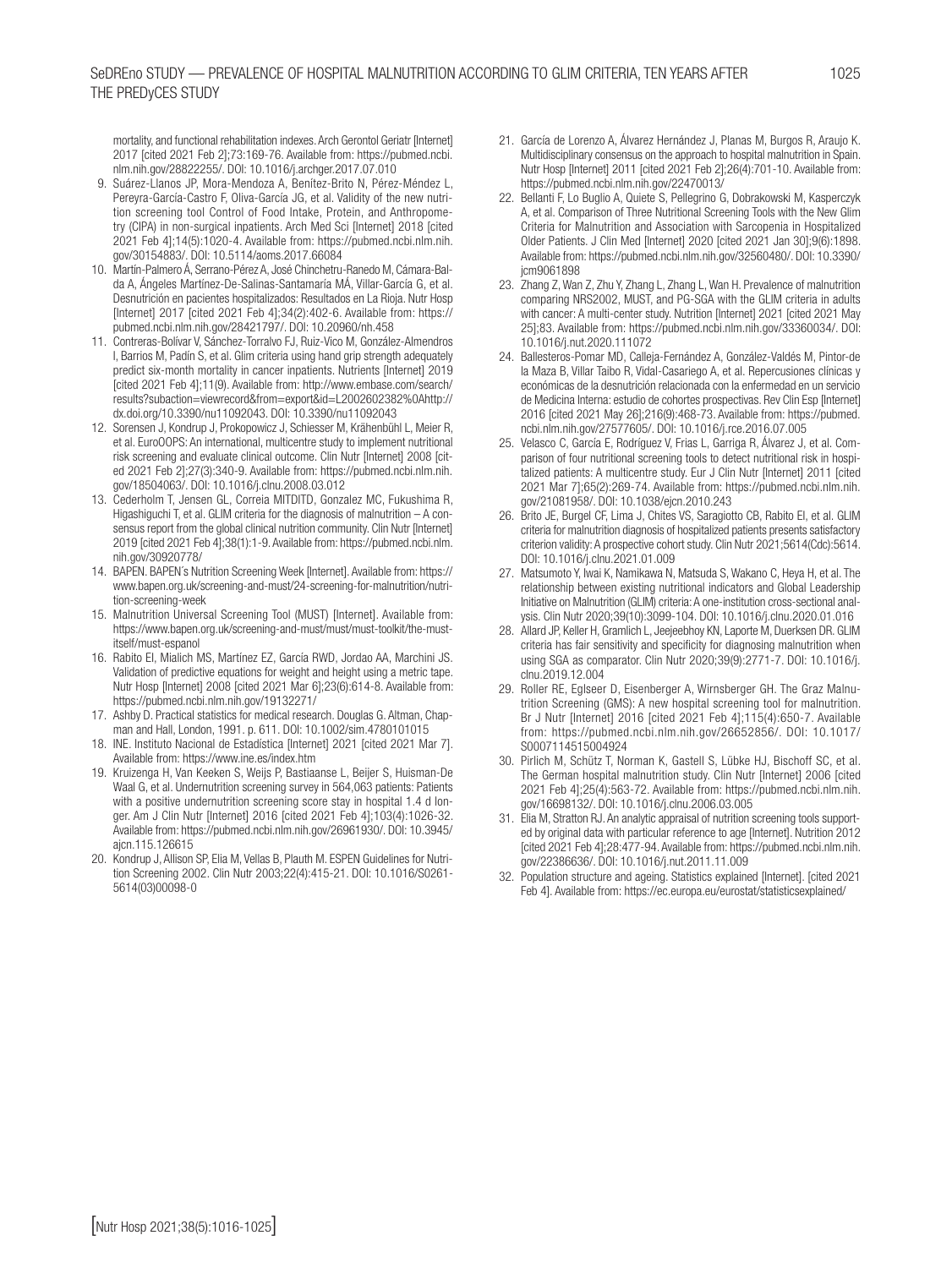mortality, and functional rehabilitation indexes. Arch Gerontol Geriatr [Internet] 2017 [cited 2021 Feb 2];73:169-76. Available from: https://pubmed.ncbi.nlm.nih.gov/28822255/. DOI: 10.1016/j.archger.2017.07.010

9. Suárez-Llanos JP, Mora-Mendoza A, Benítez-Brito N, Pérez-Méndez L, Pereyra-García-Castro F, Oliva-García JG, et al. Validity of the new nutrition screening tool Control of Food Intake, Protein, and Anthropometry (CIPA) in non-surgical inpatients. Arch Med Sci [Internet] 2018 [cited 2021 Feb 4];14(5):1020-4. Available from: https://pubmed.ncbi.nlm.nih.gov/30154883/. DOI: 10.5114/aoms.2017.66084
10. Martín-Palmero Á, Serrano-Pérez A, José Chinchetru-Ranedo M, Cámara-Balda A, Ángeles Martínez-De-Salinas-Santamaría MÁ, Villar-García G, et al. Desnutrición en pacientes hospitalizados: Resultados en La Rioja. Nutr Hosp [Internet] 2017 [cited 2021 Feb 4];34(2):402-6. Available from: https://pubmed.ncbi.nlm.nih.gov/28421797/. DOI: 10.20960/nh.458
11. Contreras-Bolívar V, Sánchez-Torralvo FJ, Ruiz-Vico M, González-Almendros I, Barrios M, Padín S, et al. Glim criteria using hand grip strength adequately predict six-month mortality in cancer inpatients. Nutrients [Internet] 2019 [cited 2021 Feb 4];11(9). Available from: http://www.embase.com/search/results?subaction=viewrecord&from=export&id=L2002602382%0Ahttp://dx.doi.org/10.3390/nu11092043. DOI: 10.3390/nu11092043
12. Sorensen J, Kondrup J, Prokopowicz J, Schiesser M, Krähenbühl L, Meier R, et al. EuroOOPS: An international, multicentre study to implement nutritional risk screening and evaluate clinical outcome. Clin Nutr [Internet] 2008 [cited 2021 Feb 2];27(3):340-9. Available from: https://pubmed.ncbi.nlm.nih.gov/18504063/. DOI: 10.1016/j.clnu.2008.03.012
13. Cederholm T, Jensen GL, Correia MITDITD, Gonzalez MC, Fukushima R, Higashiguchi T, et al. GLIM criteria for the diagnosis of malnutrition – A consensus report from the global clinical nutrition community. Clin Nutr [Internet] 2019 [cited 2021 Feb 4];38(1):1-9. Available from: https://pubmed.ncbi.nlm.nih.gov/30920778/
14. BAPEN. BAPEN´s Nutrition Screening Week [Internet]. Available from: https://www.bapen.org.uk/screening-and-must/24-screening-for-malnutrition/nutrition-screening-week
15. Malnutrition Universal Screening Tool (MUST) [Internet]. Available from: https://www.bapen.org.uk/screening-and-must/must/must-toolkit/the-must-itself/must-espanol
16. Rabito EI, Mialich MS, Martínez EZ, García RWD, Jordao AA, Marchini JS. Validation of predictive equations for weight and height using a metric tape. Nutr Hosp [Internet] 2008 [cited 2021 Mar 6];23(6):614-8. Available from: https://pubmed.ncbi.nlm.nih.gov/19132271/
17. Ashby D. Practical statistics for medical research. Douglas G. Altman, Chapman and Hall, London, 1991. p. 611. DOI: 10.1002/sim.4780101015
18. INE. Instituto Nacional de Estadística [Internet] 2021 [cited 2021 Mar 7]. Available from: https://www.ine.es/index.htm
19. Kruizenga H, Van Keeken S, Weijs P, Bastiaanse L, Beijer S, Huisman-De Waal G, et al. Undernutrition screening survey in 564,063 patients: Patients with a positive undernutrition screening score stay in hospital 1.4 d longer. Am J Clin Nutr [Internet] 2016 [cited 2021 Feb 4];103(4):1026-32. Available from: https://pubmed.ncbi.nlm.nih.gov/26961930/. DOI: 10.3945/ajcn.115.126615
20. Kondrup J, Allison SP, Elia M, Vellas B, Plauth M. ESPEN Guidelines for Nutrition Screening 2002. Clin Nutr 2003;22(4):415-21. DOI: 10.1016/S0261-5614(03)00098-0
21. García de Lorenzo A, Álvarez Hernández J, Planas M, Burgos R, Araujo K. Multidisciplinary consensus on the approach to hospital malnutrition in Spain. Nutr Hosp [Internet] 2011 [cited 2021 Feb 2];26(4):701-10. Available from: https://pubmed.ncbi.nlm.nih.gov/22470013/
22. Bellanti F, Lo Buglio A, Quiete S, Pellegrino G, Dobrakowski M, Kasperczyk A, et al. Comparison of Three Nutritional Screening Tools with the New Glim Criteria for Malnutrition and Association with Sarcopenia in Hospitalized Older Patients. J Clin Med [Internet] 2020 [cited 2021 Jan 30];9(6):1898. Available from: https://pubmed.ncbi.nlm.nih.gov/32560480/. DOI: 10.3390/jcm9061898
23. Zhang Z, Wan Z, Zhu Y, Zhang L, Zhang L, Wan H. Prevalence of malnutrition comparing NRS2002, MUST, and PG-SGA with the GLIM criteria in adults with cancer: A multi-center study. Nutrition [Internet] 2021 [cited 2021 May 25];83. Available from: https://pubmed.ncbi.nlm.nih.gov/33360034/. DOI: 10.1016/j.nut.2020.111072
24. Ballesteros-Pomar MD, Calleja-Fernández A, González-Valdés M, Pintor-de la Maza B, Villar Taibo R, Vidal-Casariego A, et al. Repercusiones clínicas y económicas de la desnutrición relacionada con la enfermedad en un servicio de Medicina Interna: estudio de cohortes prospectivas. Rev Clin Esp [Internet] 2016 [cited 2021 May 26];216(9):468-73. Available from: https://pubmed.ncbi.nlm.nih.gov/27577605/. DOI: 10.1016/j.rce.2016.07.005
25. Velasco C, García E, Rodríguez V, Frias L, Garriga R, Álvarez J, et al. Comparison of four nutritional screening tools to detect nutritional risk in hospitalized patients: A multicentre study. Eur J Clin Nutr [Internet] 2011 [cited 2021 Mar 7];65(2):269-74. Available from: https://pubmed.ncbi.nlm.nih.gov/21081958/. DOI: 10.1038/ejcn.2010.243
26. Brito JE, Burgel CF, Lima J, Chites VS, Saragiotto CB, Rabito EI, et al. GLIM criteria for malnutrition diagnosis of hospitalized patients presents satisfactory criterion validity: A prospective cohort study. Clin Nutr 2021;5614(Cdc):5614. DOI: 10.1016/j.clnu.2021.01.009
27. Matsumoto Y, Iwai K, Namikawa N, Matsuda S, Wakano C, Heya H, et al. The relationship between existing nutritional indicators and Global Leadership Initiative on Malnutrition (GLIM) criteria: A one-institution cross-sectional analysis. Clin Nutr 2020;39(10):3099-104. DOI: 10.1016/j.clnu.2020.01.016
28. Allard JP, Keller H, Gramlich L, Jeejeebhoy KN, Laporte M, Duerksen DR. GLIM criteria has fair sensitivity and specificity for diagnosing malnutrition when using SGA as comparator. Clin Nutr 2020;39(9):2771-7. DOI: 10.1016/j.clnu.2019.12.004
29. Roller RE, Eglseer D, Eisenberger A, Wirnsberger GH. The Graz Malnutrition Screening (GMS): A new hospital screening tool for malnutrition. Br J Nutr [Internet] 2016 [cited 2021 Feb 4];115(4):650-7. Available from: https://pubmed.ncbi.nlm.nih.gov/26652856/. DOI: 10.1017/S0007114515004924
30. Pirlich M, Schütz T, Norman K, Gastell S, Lübke HJ, Bischoff SC, et al. The German hospital malnutrition study. Clin Nutr [Internet] 2006 [cited 2021 Feb 4];25(4):563-72. Available from: https://pubmed.ncbi.nlm.nih.gov/16698132/. DOI: 10.1016/j.clnu.2006.03.005
31. Elia M, Stratton RJ. An analytic appraisal of nutrition screening tools supported by original data with particular reference to age [Internet]. Nutrition 2012 [cited 2021 Feb 4];28:477-94. Available from: https://pubmed.ncbi.nlm.nih.gov/22386636/. DOI: 10.1016/j.nut.2011.11.009
32. Population structure and ageing. Statistics explained [Internet]. [cited 2021 Feb 4]. Available from: https://ec.europa.eu/eurostat/statisticsexplained/